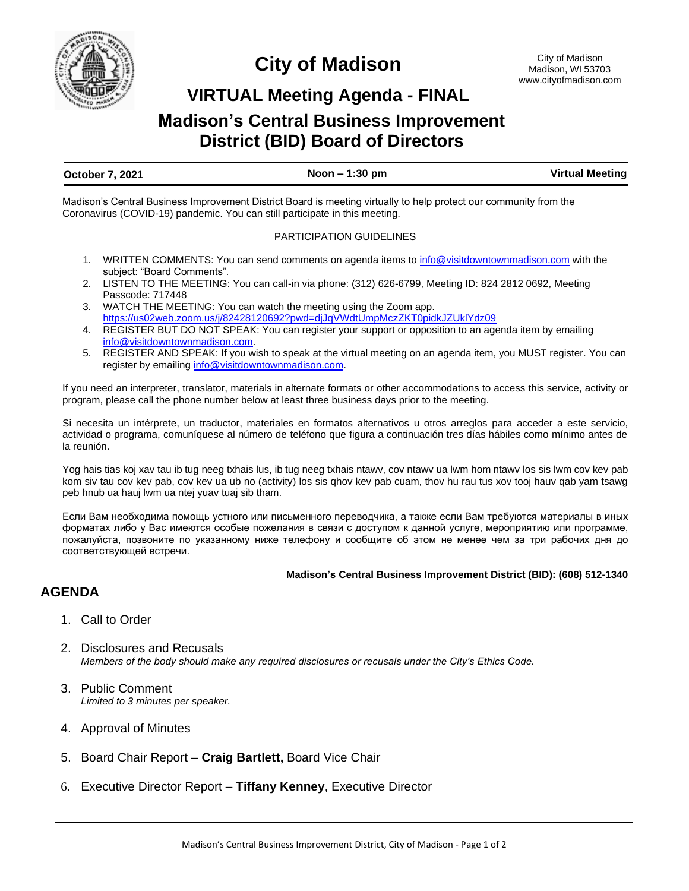# City of Madison

City of Madison
Madison, WI 53703
www.cityofmadison.com

## VIRTUAL Meeting Agenda - FINAL

## Madison's Central Business Improvement District (BID) Board of Directors

**October 7, 2021** | **Noon – 1:30 pm** | **Virtual Meeting**

Madison's Central Business Improvement District Board is meeting virtually to help protect our community from the Coronavirus (COVID-19) pandemic. You can still participate in this meeting.

PARTICIPATION GUIDELINES

1. WRITTEN COMMENTS: You can send comments on agenda items to info@visitdowntownmadison.com with the subject: "Board Comments".
2. LISTEN TO THE MEETING: You can call-in via phone: (312) 626-6799, Meeting ID: 824 2812 0692, Meeting Passcode: 717448
3. WATCH THE MEETING: You can watch the meeting using the Zoom app. https://us02web.zoom.us/j/82428120692?pwd=djJqVWdtUmpMczZKT0pidkJZUklYdz09
4. REGISTER BUT DO NOT SPEAK: You can register your support or opposition to an agenda item by emailing info@visitdowntownmadison.com.
5. REGISTER AND SPEAK: If you wish to speak at the virtual meeting on an agenda item, you MUST register. You can register by emailing info@visitdowntownmadison.com.

If you need an interpreter, translator, materials in alternate formats or other accommodations to access this service, activity or program, please call the phone number below at least three business days prior to the meeting.

Si necesita un intérprete, un traductor, materiales en formatos alternativos u otros arreglos para acceder a este servicio, actividad o programa, comuníquese al número de teléfono que figura a continuación tres días hábiles como mínimo antes de la reunión.

Yog hais tias koj xav tau ib tug neeg txhais lus, ib tug neeg txhais ntawv, cov ntawv ua lwm hom ntawv los sis lwm cov kev pab kom siv tau cov kev pab, cov kev ua ub no (activity) los sis qhov kev pab cuam, thov hu rau tus xov tooj hauv qab yam tsawg peb hnub ua hauj lwm ua ntej yuav tuaj sib tham.

Если Вам необходима помощь устного или письменного переводчика, а также если Вам требуются материалы в иных форматах либо у Вас имеются особые пожелания в связи с доступом к данной услуге, мероприятию или программе, пожалуйста, позвоните по указанному ниже телефону и сообщите об этом не менее чем за три рабочих дня до соответствующей встречи.

**Madison's Central Business Improvement District (BID): (608) 512-1340**

## AGENDA

1. Call to Order
2. Disclosures and Recusals
   *Members of the body should make any required disclosures or recusals under the City's Ethics Code.*
3. Public Comment
   *Limited to 3 minutes per speaker.*
4. Approval of Minutes
5. Board Chair Report – **Craig Bartlett,** Board Vice Chair
6. Executive Director Report – **Tiffany Kenney**, Executive Director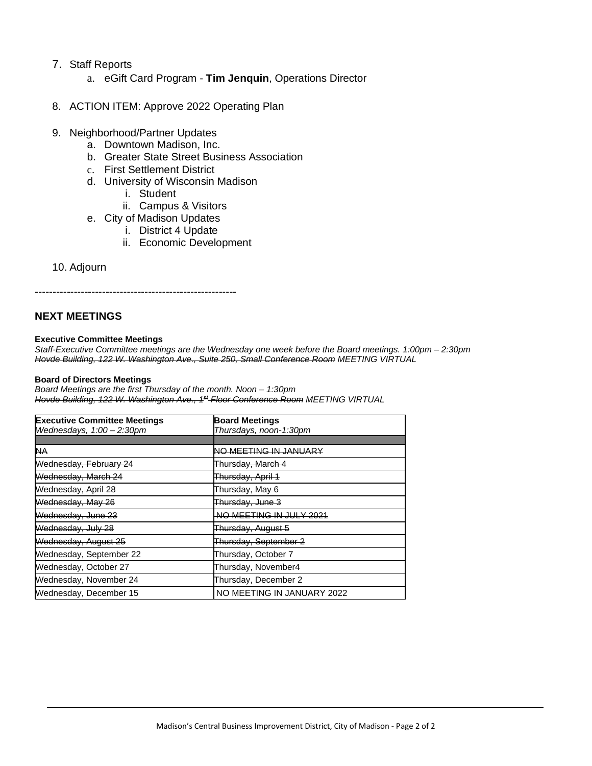7. Staff Reports
    a. eGift Card Program - **Tim Jenquin**, Operations Director

8. ACTION ITEM: Approve 2022 Operating Plan

9. Neighborhood/Partner Updates
    a. Downtown Madison, Inc.
    b. Greater State Street Business Association
    c. First Settlement District
    d. University of Wisconsin Madison
        i. Student
        ii. Campus & Visitors
    e. City of Madison Updates
        i. District 4 Update
        ii. Economic Development

10. Adjourn

---------------------------------------------------------

## NEXT MEETINGS

**Executive Committee Meetings**
*Staff-Executive Committee meetings are the Wednesday one week before the Board meetings. 1:00pm – 2:30pm*
*~~Hovde Building, 122 W. Washington Ave., Suite 250, Small Conference Room~~ MEETING VIRTUAL*

**Board of Directors Meetings**
*Board Meetings are the first Thursday of the month. Noon – 1:30pm*
*~~Hovde Building, 122 W. Washington Ave., 1st Floor Conference Room~~ MEETING VIRTUAL*

| **Executive Committee Meetings** *Wednesdays, 1:00 – 2:30pm* | **Board Meetings** *Thursdays, noon-1:30pm* |
|---|---|
| | |
| ~~NA~~ | ~~NO MEETING IN JANUARY~~ |
| ~~Wednesday, February 24~~ | ~~Thursday, March 4~~ |
| ~~Wednesday, March 24~~ | ~~Thursday, April 1~~ |
| ~~Wednesday, April 28~~ | ~~Thursday, May 6~~ |
| ~~Wednesday, May 26~~ | ~~Thursday, June 3~~ |
| ~~Wednesday, June 23~~ | ~~NO MEETING IN JULY 2021~~ |
| ~~Wednesday, July 28~~ | ~~Thursday, August 5~~ |
| ~~Wednesday, August 25~~ | ~~Thursday, September 2~~ |
| Wednesday, September 22 | Thursday, October 7 |
| Wednesday, October 27 | Thursday, November4 |
| Wednesday, November 24 | Thursday, December 2 |
| Wednesday, December 15 | NO MEETING IN JANUARY 2022 |